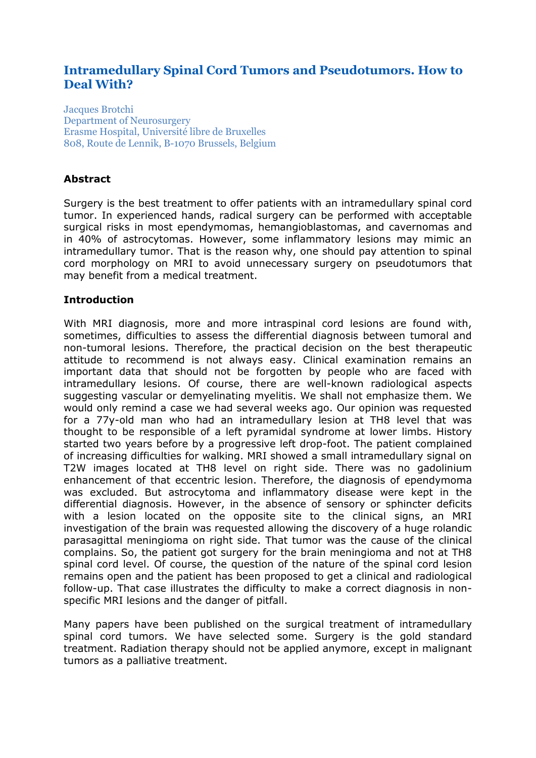# Intramedullary Spinal Cord Tumors and Pseudotumors. How to Deal With?

Jacques Brotchi
Department of Neurosurgery
Erasme Hospital, Université libre de Bruxelles
808, Route de Lennik, B-1070 Brussels, Belgium

## Abstract

Surgery is the best treatment to offer patients with an intramedullary spinal cord tumor. In experienced hands, radical surgery can be performed with acceptable surgical risks in most ependymomas, hemangioblastomas, and cavernomas and in 40% of astrocytomas. However, some inflammatory lesions may mimic an intramedullary tumor. That is the reason why, one should pay attention to spinal cord morphology on MRI to avoid unnecessary surgery on pseudotumors that may benefit from a medical treatment.

## Introduction

With MRI diagnosis, more and more intraspinal cord lesions are found with, sometimes, difficulties to assess the differential diagnosis between tumoral and non-tumoral lesions. Therefore, the practical decision on the best therapeutic attitude to recommend is not always easy. Clinical examination remains an important data that should not be forgotten by people who are faced with intramedullary lesions. Of course, there are well-known radiological aspects suggesting vascular or demyelinating myelitis. We shall not emphasize them. We would only remind a case we had several weeks ago. Our opinion was requested for a 77y-old man who had an intramedullary lesion at TH8 level that was thought to be responsible of a left pyramidal syndrome at lower limbs. History started two years before by a progressive left drop-foot. The patient complained of increasing difficulties for walking. MRI showed a small intramedullary signal on T2W images located at TH8 level on right side. There was no gadolinium enhancement of that eccentric lesion. Therefore, the diagnosis of ependymoma was excluded. But astrocytoma and inflammatory disease were kept in the differential diagnosis. However, in the absence of sensory or sphincter deficits with a lesion located on the opposite site to the clinical signs, an MRI investigation of the brain was requested allowing the discovery of a huge rolandic parasagittal meningioma on right side. That tumor was the cause of the clinical complains. So, the patient got surgery for the brain meningioma and not at TH8 spinal cord level. Of course, the question of the nature of the spinal cord lesion remains open and the patient has been proposed to get a clinical and radiological follow-up. That case illustrates the difficulty to make a correct diagnosis in non-specific MRI lesions and the danger of pitfall.

Many papers have been published on the surgical treatment of intramedullary spinal cord tumors. We have selected some. Surgery is the gold standard treatment. Radiation therapy should not be applied anymore, except in malignant tumors as a palliative treatment.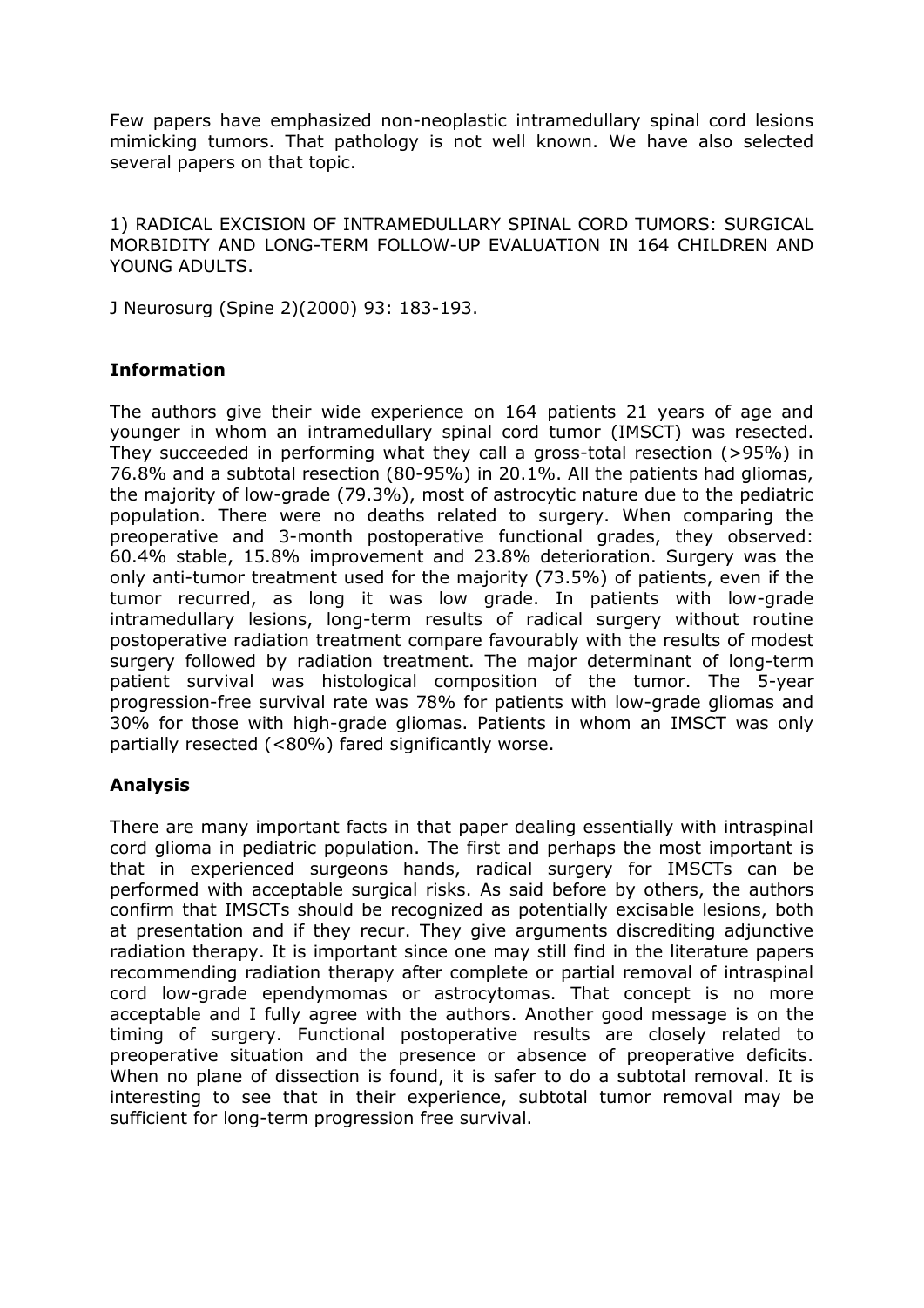Few papers have emphasized non-neoplastic intramedullary spinal cord lesions mimicking tumors. That pathology is not well known. We have also selected several papers on that topic.

1) RADICAL EXCISION OF INTRAMEDULLARY SPINAL CORD TUMORS: SURGICAL MORBIDITY AND LONG-TERM FOLLOW-UP EVALUATION IN 164 CHILDREN AND YOUNG ADULTS.

J Neurosurg (Spine 2)(2000) 93: 183-193.

**Information**

The authors give their wide experience on 164 patients 21 years of age and younger in whom an intramedullary spinal cord tumor (IMSCT) was resected. They succeeded in performing what they call a gross-total resection (>95%) in 76.8% and a subtotal resection (80-95%) in 20.1%. All the patients had gliomas, the majority of low-grade (79.3%), most of astrocytic nature due to the pediatric population. There were no deaths related to surgery. When comparing the preoperative and 3-month postoperative functional grades, they observed: 60.4% stable, 15.8% improvement and 23.8% deterioration. Surgery was the only anti-tumor treatment used for the majority (73.5%) of patients, even if the tumor recurred, as long it was low grade. In patients with low-grade intramedullary lesions, long-term results of radical surgery without routine postoperative radiation treatment compare favourably with the results of modest surgery followed by radiation treatment. The major determinant of long-term patient survival was histological composition of the tumor. The 5-year progression-free survival rate was 78% for patients with low-grade gliomas and 30% for those with high-grade gliomas. Patients in whom an IMSCT was only partially resected (<80%) fared significantly worse.

**Analysis**

There are many important facts in that paper dealing essentially with intraspinal cord glioma in pediatric population. The first and perhaps the most important is that in experienced surgeons hands, radical surgery for IMSCTs can be performed with acceptable surgical risks. As said before by others, the authors confirm that IMSCTs should be recognized as potentially excisable lesions, both at presentation and if they recur. They give arguments discrediting adjunctive radiation therapy. It is important since one may still find in the literature papers recommending radiation therapy after complete or partial removal of intraspinal cord low-grade ependymomas or astrocytomas. That concept is no more acceptable and I fully agree with the authors. Another good message is on the timing of surgery. Functional postoperative results are closely related to preoperative situation and the presence or absence of preoperative deficits. When no plane of dissection is found, it is safer to do a subtotal removal. It is interesting to see that in their experience, subtotal tumor removal may be sufficient for long-term progression free survival.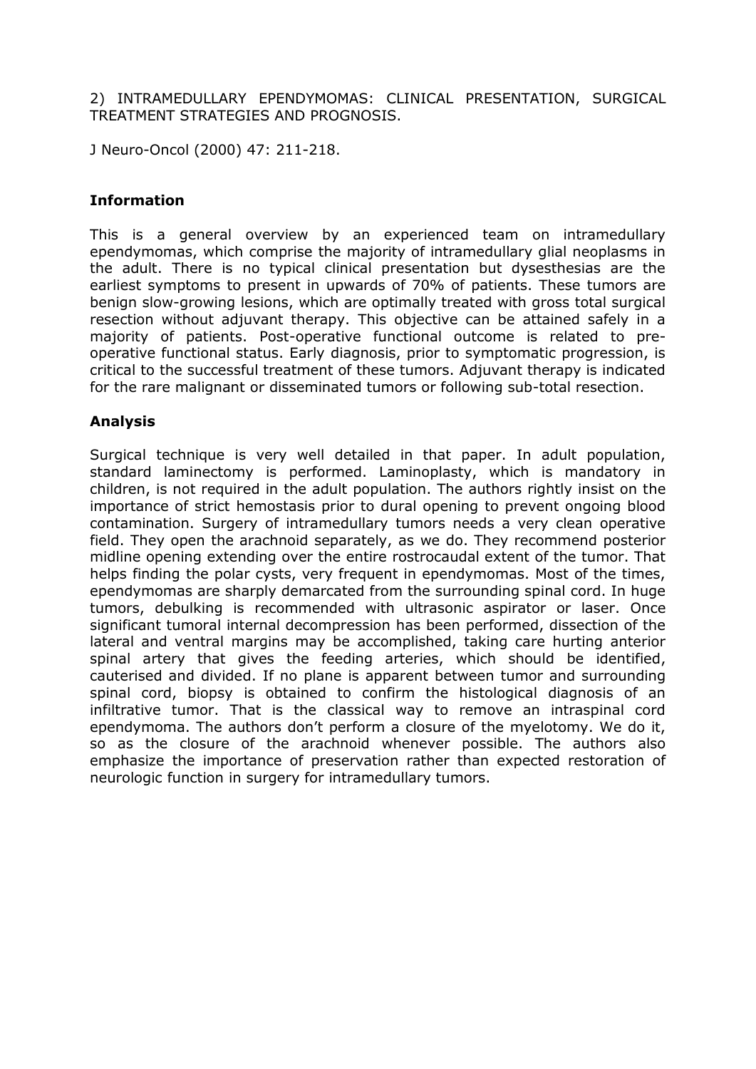2) INTRAMEDULLARY EPENDYMOMAS: CLINICAL PRESENTATION, SURGICAL TREATMENT STRATEGIES AND PROGNOSIS.

J Neuro-Oncol (2000) 47: 211-218.

### Information

This is a general overview by an experienced team on intramedullary ependymomas, which comprise the majority of intramedullary glial neoplasms in the adult. There is no typical clinical presentation but dysesthesias are the earliest symptoms to present in upwards of 70% of patients. These tumors are benign slow-growing lesions, which are optimally treated with gross total surgical resection without adjuvant therapy. This objective can be attained safely in a majority of patients. Post-operative functional outcome is related to pre-operative functional status. Early diagnosis, prior to symptomatic progression, is critical to the successful treatment of these tumors. Adjuvant therapy is indicated for the rare malignant or disseminated tumors or following sub-total resection.

### Analysis

Surgical technique is very well detailed in that paper. In adult population, standard laminectomy is performed. Laminoplasty, which is mandatory in children, is not required in the adult population. The authors rightly insist on the importance of strict hemostasis prior to dural opening to prevent ongoing blood contamination. Surgery of intramedullary tumors needs a very clean operative field. They open the arachnoid separately, as we do. They recommend posterior midline opening extending over the entire rostrocaudal extent of the tumor. That helps finding the polar cysts, very frequent in ependymomas. Most of the times, ependymomas are sharply demarcated from the surrounding spinal cord. In huge tumors, debulking is recommended with ultrasonic aspirator or laser. Once significant tumoral internal decompression has been performed, dissection of the lateral and ventral margins may be accomplished, taking care hurting anterior spinal artery that gives the feeding arteries, which should be identified, cauterised and divided. If no plane is apparent between tumor and surrounding spinal cord, biopsy is obtained to confirm the histological diagnosis of an infiltrative tumor. That is the classical way to remove an intraspinal cord ependymoma. The authors don't perform a closure of the myelotomy. We do it, so as the closure of the arachnoid whenever possible. The authors also emphasize the importance of preservation rather than expected restoration of neurologic function in surgery for intramedullary tumors.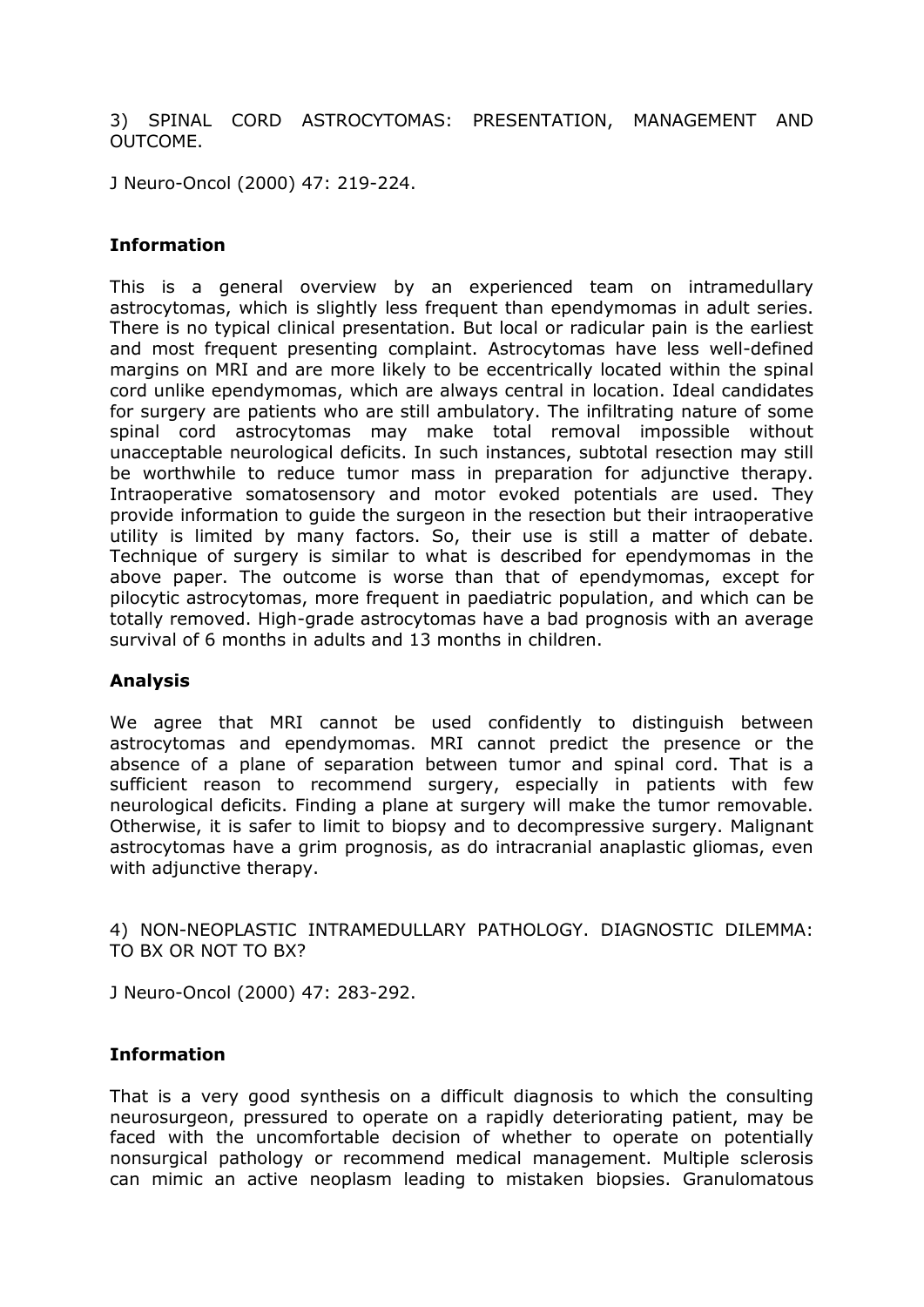3) SPINAL CORD ASTROCYTOMAS: PRESENTATION, MANAGEMENT AND OUTCOME.

J Neuro-Oncol (2000) 47: 219-224.

### Information

This is a general overview by an experienced team on intramedullary astrocytomas, which is slightly less frequent than ependymomas in adult series. There is no typical clinical presentation. But local or radicular pain is the earliest and most frequent presenting complaint. Astrocytomas have less well-defined margins on MRI and are more likely to be eccentrically located within the spinal cord unlike ependymomas, which are always central in location. Ideal candidates for surgery are patients who are still ambulatory. The infiltrating nature of some spinal cord astrocytomas may make total removal impossible without unacceptable neurological deficits. In such instances, subtotal resection may still be worthwhile to reduce tumor mass in preparation for adjunctive therapy. Intraoperative somatosensory and motor evoked potentials are used. They provide information to guide the surgeon in the resection but their intraoperative utility is limited by many factors. So, their use is still a matter of debate. Technique of surgery is similar to what is described for ependymomas in the above paper. The outcome is worse than that of ependymomas, except for pilocytic astrocytomas, more frequent in paediatric population, and which can be totally removed. High-grade astrocytomas have a bad prognosis with an average survival of 6 months in adults and 13 months in children.

### Analysis

We agree that MRI cannot be used confidently to distinguish between astrocytomas and ependymomas. MRI cannot predict the presence or the absence of a plane of separation between tumor and spinal cord. That is a sufficient reason to recommend surgery, especially in patients with few neurological deficits. Finding a plane at surgery will make the tumor removable. Otherwise, it is safer to limit to biopsy and to decompressive surgery. Malignant astrocytomas have a grim prognosis, as do intracranial anaplastic gliomas, even with adjunctive therapy.

4) NON-NEOPLASTIC INTRAMEDULLARY PATHOLOGY. DIAGNOSTIC DILEMMA: TO BX OR NOT TO BX?

J Neuro-Oncol (2000) 47: 283-292.

### Information

That is a very good synthesis on a difficult diagnosis to which the consulting neurosurgeon, pressured to operate on a rapidly deteriorating patient, may be faced with the uncomfortable decision of whether to operate on potentially nonsurgical pathology or recommend medical management. Multiple sclerosis can mimic an active neoplasm leading to mistaken biopsies. Granulomatous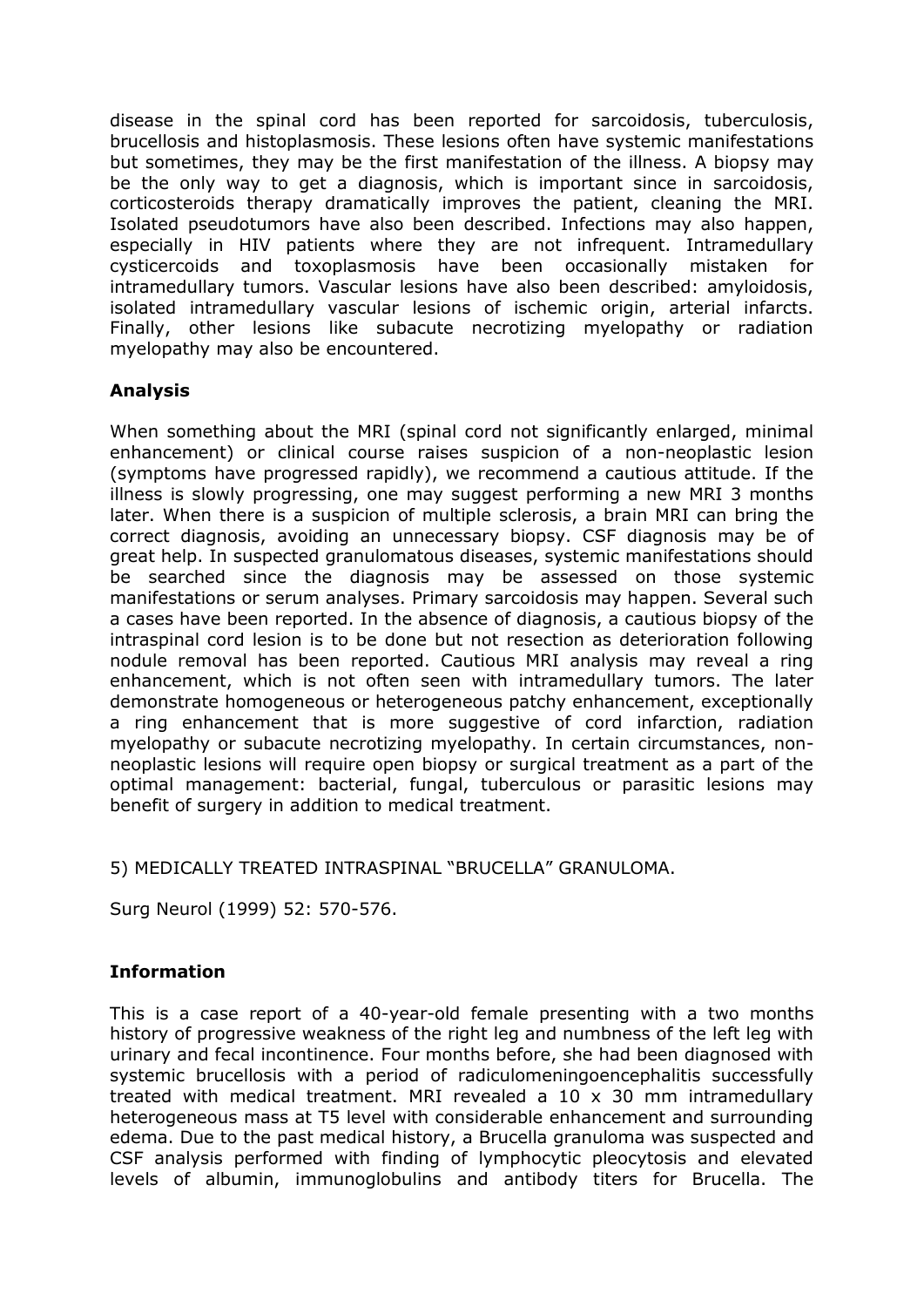disease in the spinal cord has been reported for sarcoidosis, tuberculosis, brucellosis and histoplasmosis. These lesions often have systemic manifestations but sometimes, they may be the first manifestation of the illness. A biopsy may be the only way to get a diagnosis, which is important since in sarcoidosis, corticosteroids therapy dramatically improves the patient, cleaning the MRI. Isolated pseudotumors have also been described. Infections may also happen, especially in HIV patients where they are not infrequent. Intramedullary cysticercoids and toxoplasmosis have been occasionally mistaken for intramedullary tumors. Vascular lesions have also been described: amyloidosis, isolated intramedullary vascular lesions of ischemic origin, arterial infarcts. Finally, other lesions like subacute necrotizing myelopathy or radiation myelopathy may also be encountered.

**Analysis**

When something about the MRI (spinal cord not significantly enlarged, minimal enhancement) or clinical course raises suspicion of a non-neoplastic lesion (symptoms have progressed rapidly), we recommend a cautious attitude. If the illness is slowly progressing, one may suggest performing a new MRI 3 months later. When there is a suspicion of multiple sclerosis, a brain MRI can bring the correct diagnosis, avoiding an unnecessary biopsy. CSF diagnosis may be of great help. In suspected granulomatous diseases, systemic manifestations should be searched since the diagnosis may be assessed on those systemic manifestations or serum analyses. Primary sarcoidosis may happen. Several such a cases have been reported. In the absence of diagnosis, a cautious biopsy of the intraspinal cord lesion is to be done but not resection as deterioration following nodule removal has been reported. Cautious MRI analysis may reveal a ring enhancement, which is not often seen with intramedullary tumors. The later demonstrate homogeneous or heterogeneous patchy enhancement, exceptionally a ring enhancement that is more suggestive of cord infarction, radiation myelopathy or subacute necrotizing myelopathy. In certain circumstances, non-neoplastic lesions will require open biopsy or surgical treatment as a part of the optimal management: bacterial, fungal, tuberculous or parasitic lesions may benefit of surgery in addition to medical treatment.

5) MEDICALLY TREATED INTRASPINAL "BRUCELLA" GRANULOMA.

Surg Neurol (1999) 52: 570-576.

**Information**

This is a case report of a 40-year-old female presenting with a two months history of progressive weakness of the right leg and numbness of the left leg with urinary and fecal incontinence. Four months before, she had been diagnosed with systemic brucellosis with a period of radiculomeningoencephalitis successfully treated with medical treatment. MRI revealed a 10 x 30 mm intramedullary heterogeneous mass at T5 level with considerable enhancement and surrounding edema. Due to the past medical history, a Brucella granuloma was suspected and CSF analysis performed with finding of lymphocytic pleocytosis and elevated levels of albumin, immunoglobulins and antibody titers for Brucella. The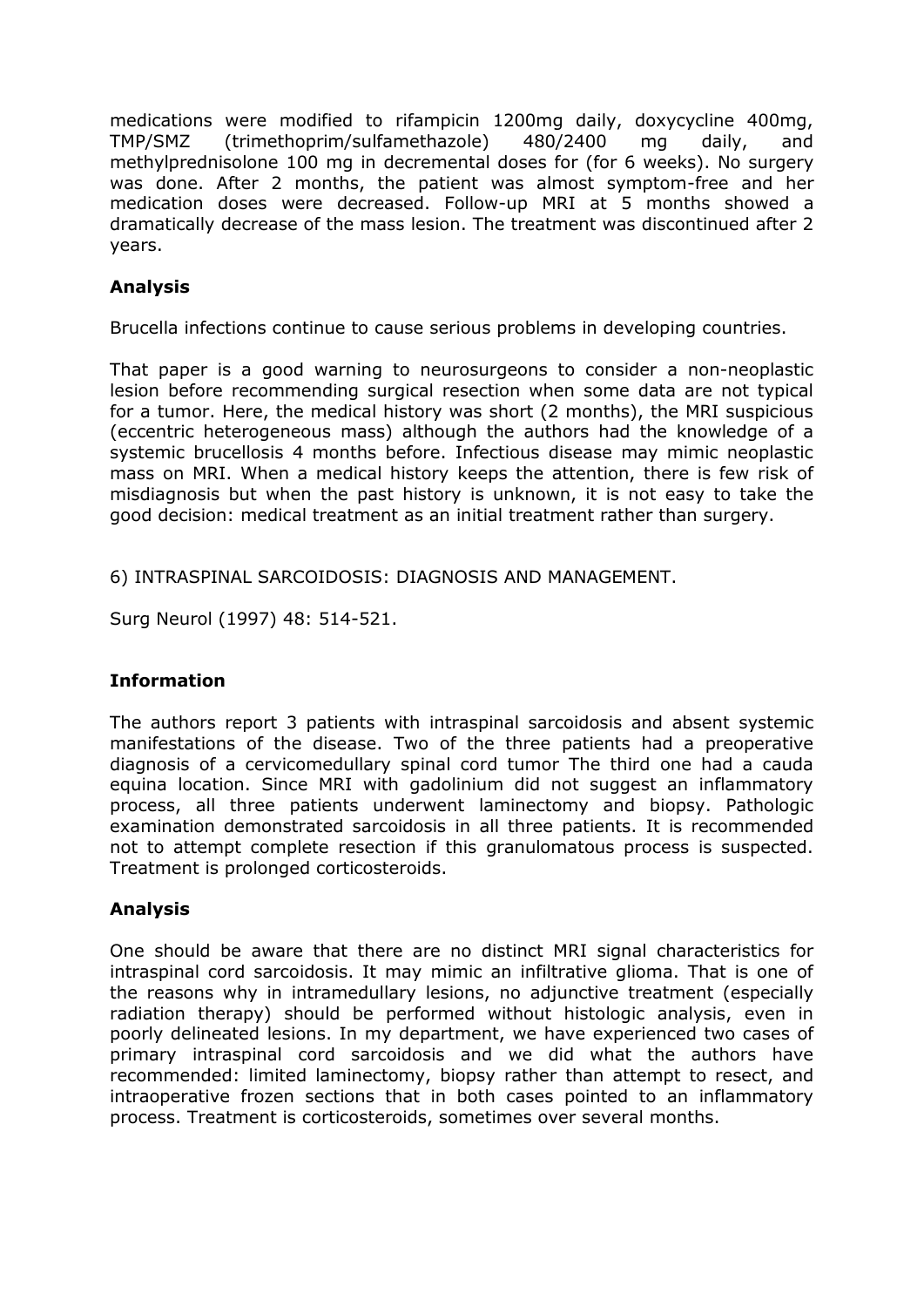medications were modified to rifampicin 1200mg daily, doxycycline 400mg, TMP/SMZ (trimethoprim/sulfamethazole) 480/2400 mg daily, and methylprednisolone 100 mg in decremental doses for (for 6 weeks). No surgery was done. After 2 months, the patient was almost symptom-free and her medication doses were decreased. Follow-up MRI at 5 months showed a dramatically decrease of the mass lesion. The treatment was discontinued after 2 years.

### Analysis

Brucella infections continue to cause serious problems in developing countries.

That paper is a good warning to neurosurgeons to consider a non-neoplastic lesion before recommending surgical resection when some data are not typical for a tumor. Here, the medical history was short (2 months), the MRI suspicious (eccentric heterogeneous mass) although the authors had the knowledge of a systemic brucellosis 4 months before. Infectious disease may mimic neoplastic mass on MRI. When a medical history keeps the attention, there is few risk of misdiagnosis but when the past history is unknown, it is not easy to take the good decision: medical treatment as an initial treatment rather than surgery.

6) INTRASPINAL SARCOIDOSIS: DIAGNOSIS AND MANAGEMENT.

Surg Neurol (1997) 48: 514-521.

### Information

The authors report 3 patients with intraspinal sarcoidosis and absent systemic manifestations of the disease. Two of the three patients had a preoperative diagnosis of a cervicomedullary spinal cord tumor The third one had a cauda equina location. Since MRI with gadolinium did not suggest an inflammatory process, all three patients underwent laminectomy and biopsy. Pathologic examination demonstrated sarcoidosis in all three patients. It is recommended not to attempt complete resection if this granulomatous process is suspected. Treatment is prolonged corticosteroids.

### Analysis

One should be aware that there are no distinct MRI signal characteristics for intraspinal cord sarcoidosis. It may mimic an infiltrative glioma. That is one of the reasons why in intramedullary lesions, no adjunctive treatment (especially radiation therapy) should be performed without histologic analysis, even in poorly delineated lesions. In my department, we have experienced two cases of primary intraspinal cord sarcoidosis and we did what the authors have recommended: limited laminectomy, biopsy rather than attempt to resect, and intraoperative frozen sections that in both cases pointed to an inflammatory process. Treatment is corticosteroids, sometimes over several months.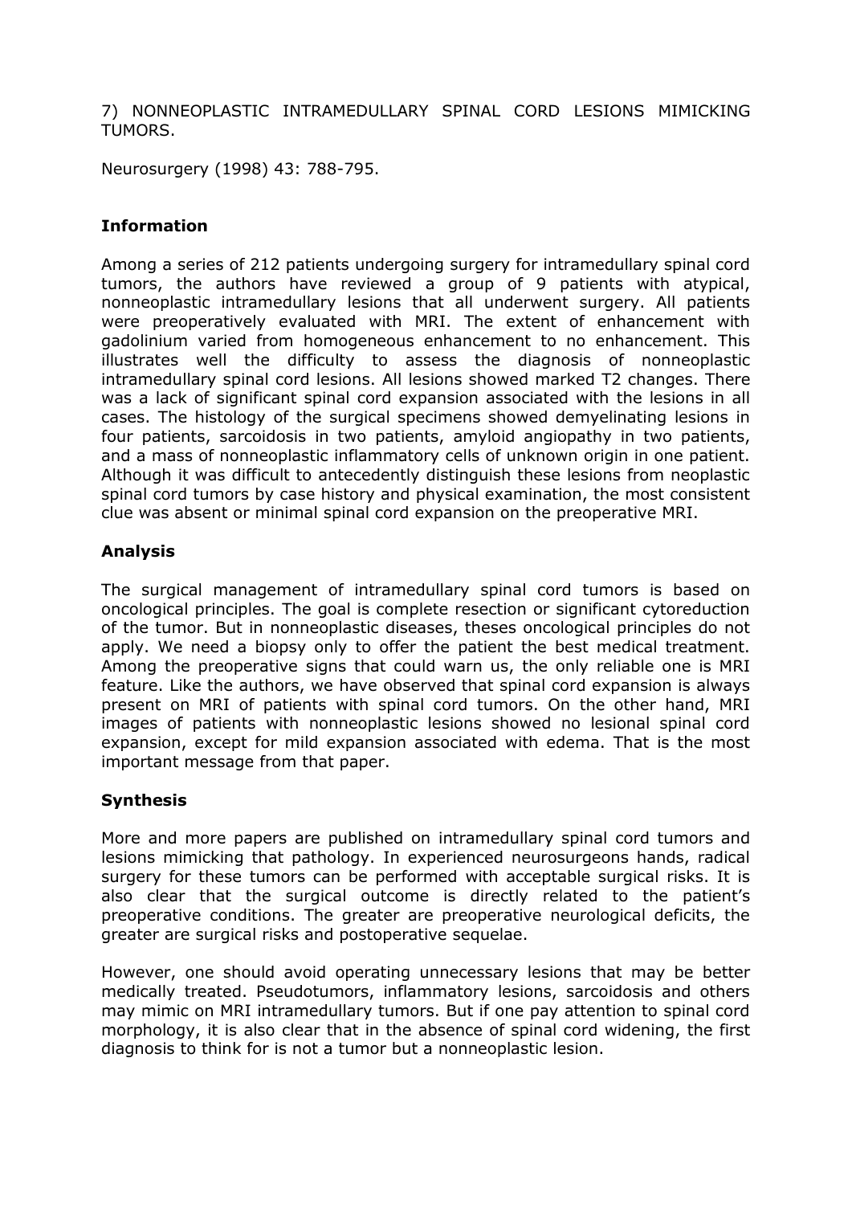7) NONNEOPLASTIC INTRAMEDULLARY SPINAL CORD LESIONS MIMICKING TUMORS.

Neurosurgery (1998) 43: 788-795.

### Information

Among a series of 212 patients undergoing surgery for intramedullary spinal cord tumors, the authors have reviewed a group of 9 patients with atypical, nonneoplastic intramedullary lesions that all underwent surgery. All patients were preoperatively evaluated with MRI. The extent of enhancement with gadolinium varied from homogeneous enhancement to no enhancement. This illustrates well the difficulty to assess the diagnosis of nonneoplastic intramedullary spinal cord lesions. All lesions showed marked T2 changes. There was a lack of significant spinal cord expansion associated with the lesions in all cases. The histology of the surgical specimens showed demyelinating lesions in four patients, sarcoidosis in two patients, amyloid angiopathy in two patients, and a mass of nonneoplastic inflammatory cells of unknown origin in one patient. Although it was difficult to antecedently distinguish these lesions from neoplastic spinal cord tumors by case history and physical examination, the most consistent clue was absent or minimal spinal cord expansion on the preoperative MRI.

### Analysis

The surgical management of intramedullary spinal cord tumors is based on oncological principles. The goal is complete resection or significant cytoreduction of the tumor. But in nonneoplastic diseases, theses oncological principles do not apply. We need a biopsy only to offer the patient the best medical treatment. Among the preoperative signs that could warn us, the only reliable one is MRI feature. Like the authors, we have observed that spinal cord expansion is always present on MRI of patients with spinal cord tumors. On the other hand, MRI images of patients with nonneoplastic lesions showed no lesional spinal cord expansion, except for mild expansion associated with edema. That is the most important message from that paper.

### Synthesis

More and more papers are published on intramedullary spinal cord tumors and lesions mimicking that pathology. In experienced neurosurgeons hands, radical surgery for these tumors can be performed with acceptable surgical risks. It is also clear that the surgical outcome is directly related to the patient's preoperative conditions. The greater are preoperative neurological deficits, the greater are surgical risks and postoperative sequelae.

However, one should avoid operating unnecessary lesions that may be better medically treated. Pseudotumors, inflammatory lesions, sarcoidosis and others may mimic on MRI intramedullary tumors. But if one pay attention to spinal cord morphology, it is also clear that in the absence of spinal cord widening, the first diagnosis to think for is not a tumor but a nonneoplastic lesion.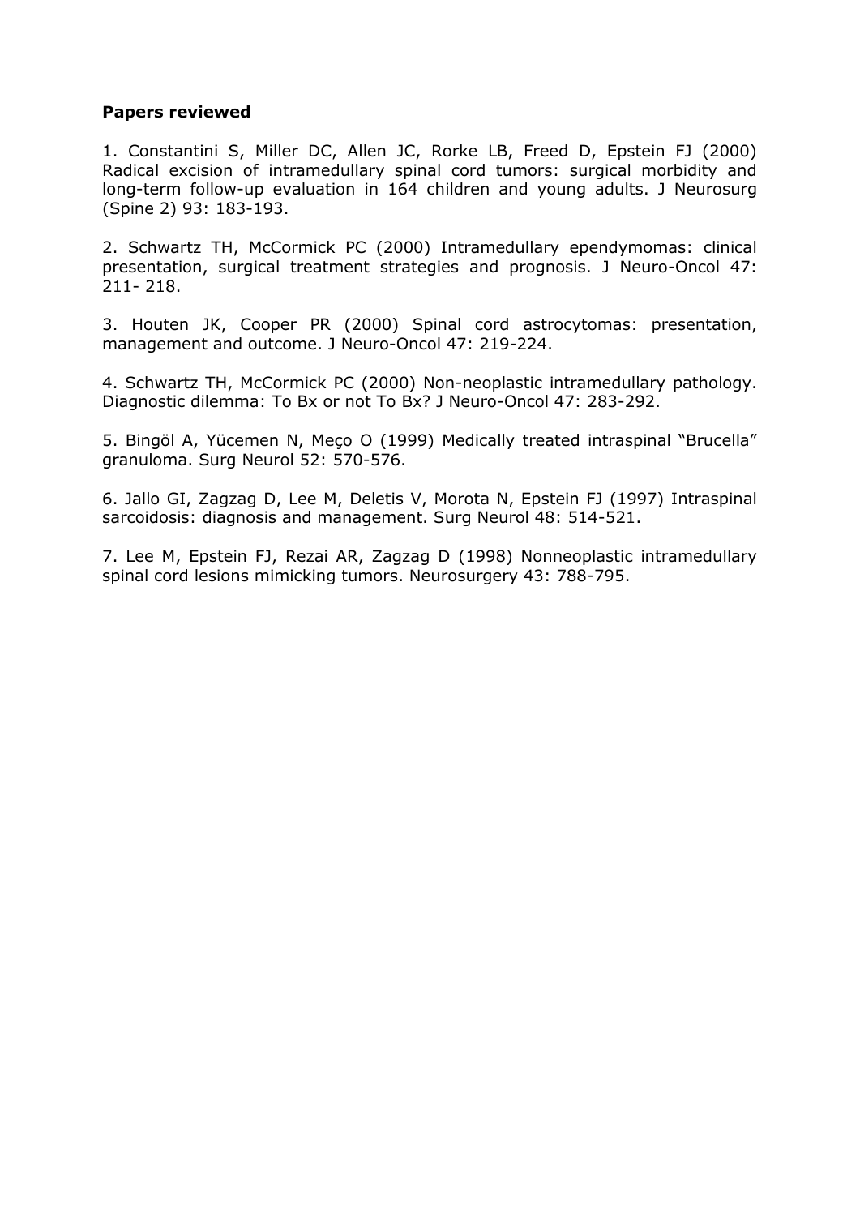**Papers reviewed**

1. Constantini S, Miller DC, Allen JC, Rorke LB, Freed D, Epstein FJ (2000) Radical excision of intramedullary spinal cord tumors: surgical morbidity and long-term follow-up evaluation in 164 children and young adults. J Neurosurg (Spine 2) 93: 183-193.

2. Schwartz TH, McCormick PC (2000) Intramedullary ependymomas: clinical presentation, surgical treatment strategies and prognosis. J Neuro-Oncol 47: 211- 218.

3. Houten JK, Cooper PR (2000) Spinal cord astrocytomas: presentation, management and outcome. J Neuro-Oncol 47: 219-224.

4. Schwartz TH, McCormick PC (2000) Non-neoplastic intramedullary pathology. Diagnostic dilemma: To Bx or not To Bx? J Neuro-Oncol 47: 283-292.

5. Bingöl A, Yücemen N, Meço O (1999) Medically treated intraspinal "Brucella" granuloma. Surg Neurol 52: 570-576.

6. Jallo GI, Zagzag D, Lee M, Deletis V, Morota N, Epstein FJ (1997) Intraspinal sarcoidosis: diagnosis and management. Surg Neurol 48: 514-521.

7. Lee M, Epstein FJ, Rezai AR, Zagzag D (1998) Nonneoplastic intramedullary spinal cord lesions mimicking tumors. Neurosurgery 43: 788-795.